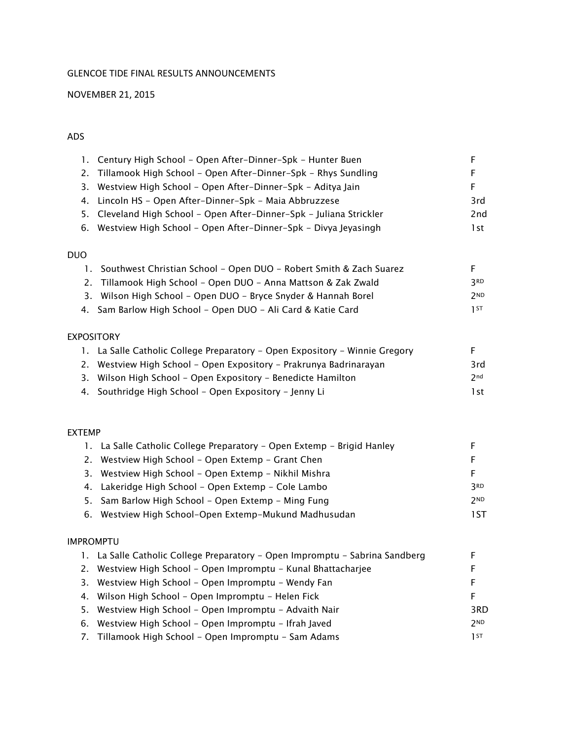GLENCOE TIDE FINAL RESULTS ANNOUNCEMENTS

NOVEMBER 21, 2015

ADS

| # | Entry | Place |
|---|---|---|
| 1. | Century High School - Open After-Dinner-Spk - Hunter Buen | F |
| 2. | Tillamook High School - Open After-Dinner-Spk - Rhys Sundling | F |
| 3. | Westview High School - Open After-Dinner-Spk - Aditya Jain | F |
| 4. | Lincoln HS - Open After-Dinner-Spk - Maia Abbruzzese | 3rd |
| 5. | Cleveland High School - Open After-Dinner-Spk - Juliana Strickler | 2nd |
| 6. | Westview High School - Open After-Dinner-Spk - Divya Jeyasingh | 1st |

DUO

| # | Entry | Place |
|---|---|---|
| 1. | Southwest Christian School - Open DUO - Robert Smith & Zach Suarez | F |
| 2. | Tillamook High School - Open DUO - Anna Mattson & Zak Zwald | 3RD |
| 3. | Wilson High School - Open DUO - Bryce Snyder & Hannah Borel | 2ND |
| 4. | Sam Barlow High School - Open DUO - Ali Card & Katie Card | 1ST |

EXPOSITORY

| # | Entry | Place |
|---|---|---|
| 1. | La Salle Catholic College Preparatory - Open Expository - Winnie Gregory | F |
| 2. | Westview High School - Open Expository - Prakrunya Badrinarayan | 3rd |
| 3. | Wilson High School - Open Expository - Benedicte Hamilton | 2nd |
| 4. | Southridge High School - Open Expository - Jenny Li | 1st |

EXTEMP

| # | Entry | Place |
|---|---|---|
| 1. | La Salle Catholic College Preparatory - Open Extemp - Brigid Hanley | F |
| 2. | Westview High School - Open Extemp - Grant Chen | F |
| 3. | Westview High School - Open Extemp - Nikhil Mishra | F |
| 4. | Lakeridge High School - Open Extemp - Cole Lambo | 3RD |
| 5. | Sam Barlow High School - Open Extemp - Ming Fung | 2ND |
| 6. | Westview High School-Open Extemp-Mukund Madhusudan | 1ST |

IMPROMPTU

| # | Entry | Place |
|---|---|---|
| 1. | La Salle Catholic College Preparatory - Open Impromptu - Sabrina Sandberg | F |
| 2. | Westview High School - Open Impromptu - Kunal Bhattacharjee | F |
| 3. | Westview High School - Open Impromptu - Wendy Fan | F |
| 4. | Wilson High School - Open Impromptu - Helen Fick | F |
| 5. | Westview High School - Open Impromptu - Advaith Nair | 3RD |
| 6. | Westview High School - Open Impromptu - Ifrah Javed | 2ND |
| 7. | Tillamook High School - Open Impromptu - Sam Adams | 1ST |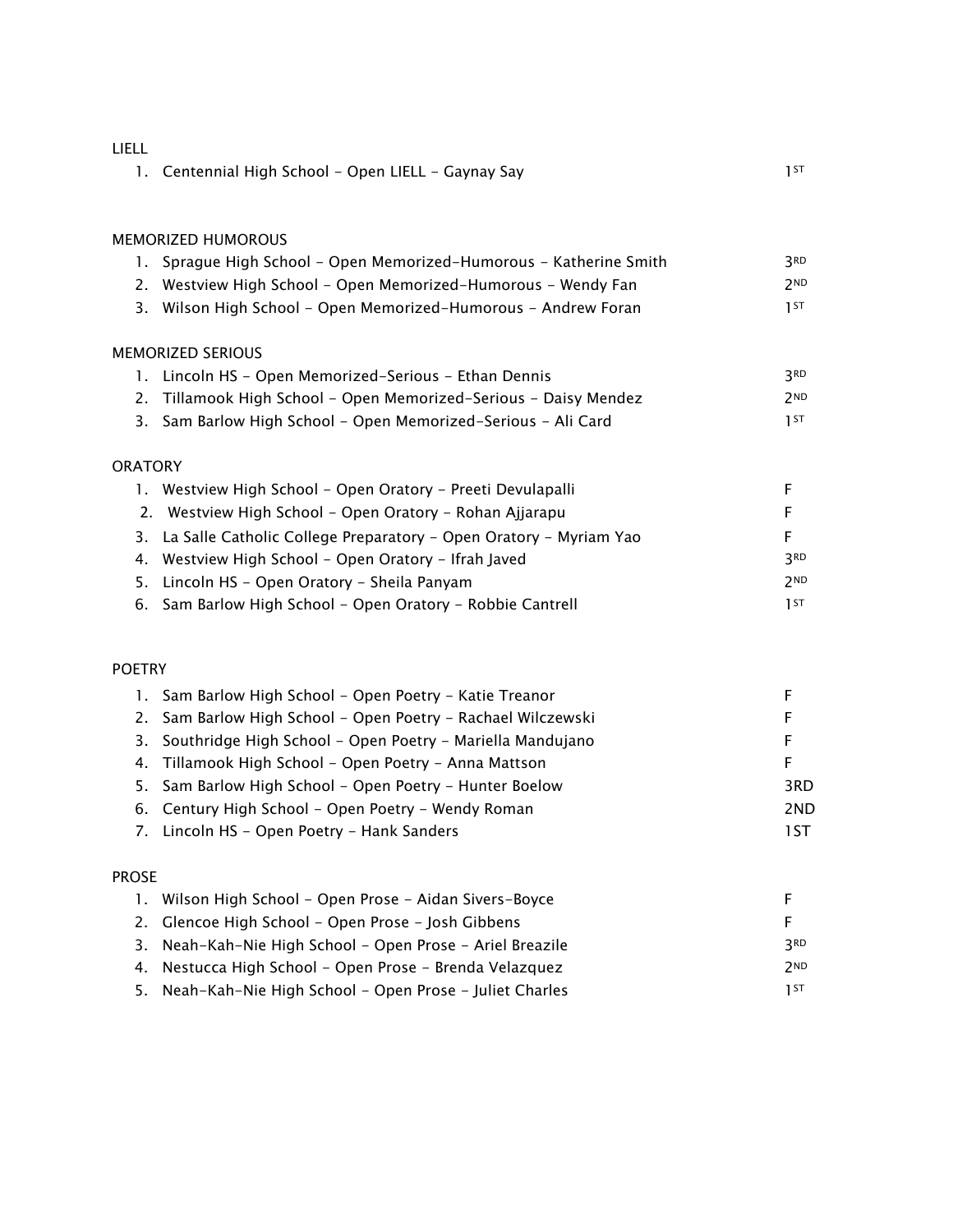LIELL

1. Centennial High School – Open LIELL – Gaynay Say 1ST

MEMORIZED HUMOROUS

1. Sprague High School – Open Memorized-Humorous – Katherine Smith 3RD
2. Westview High School – Open Memorized-Humorous – Wendy Fan 2ND
3. Wilson High School – Open Memorized-Humorous – Andrew Foran 1ST

MEMORIZED SERIOUS

1. Lincoln HS – Open Memorized-Serious – Ethan Dennis 3RD
2. Tillamook High School – Open Memorized-Serious – Daisy Mendez 2ND
3. Sam Barlow High School – Open Memorized-Serious – Ali Card 1ST

ORATORY

1. Westview High School – Open Oratory – Preeti Devulapalli F
2. Westview High School – Open Oratory – Rohan Ajjarapu F
3. La Salle Catholic College Preparatory – Open Oratory – Myriam Yao F
4. Westview High School – Open Oratory – Ifrah Javed 3RD
5. Lincoln HS – Open Oratory – Sheila Panyam 2ND
6. Sam Barlow High School – Open Oratory – Robbie Cantrell 1ST

POETRY

1. Sam Barlow High School – Open Poetry – Katie Treanor F
2. Sam Barlow High School – Open Poetry – Rachael Wilczewski F
3. Southridge High School – Open Poetry – Mariella Mandujano F
4. Tillamook High School – Open Poetry – Anna Mattson F
5. Sam Barlow High School – Open Poetry – Hunter Boelow 3RD
6. Century High School – Open Poetry – Wendy Roman 2ND
7. Lincoln HS – Open Poetry – Hank Sanders 1ST

PROSE

1. Wilson High School – Open Prose – Aidan Sivers-Boyce F
2. Glencoe High School – Open Prose – Josh Gibbens F
3. Neah-Kah-Nie High School – Open Prose – Ariel Breazile 3RD
4. Nestucca High School – Open Prose – Brenda Velazquez 2ND
5. Neah-Kah-Nie High School – Open Prose – Juliet Charles 1ST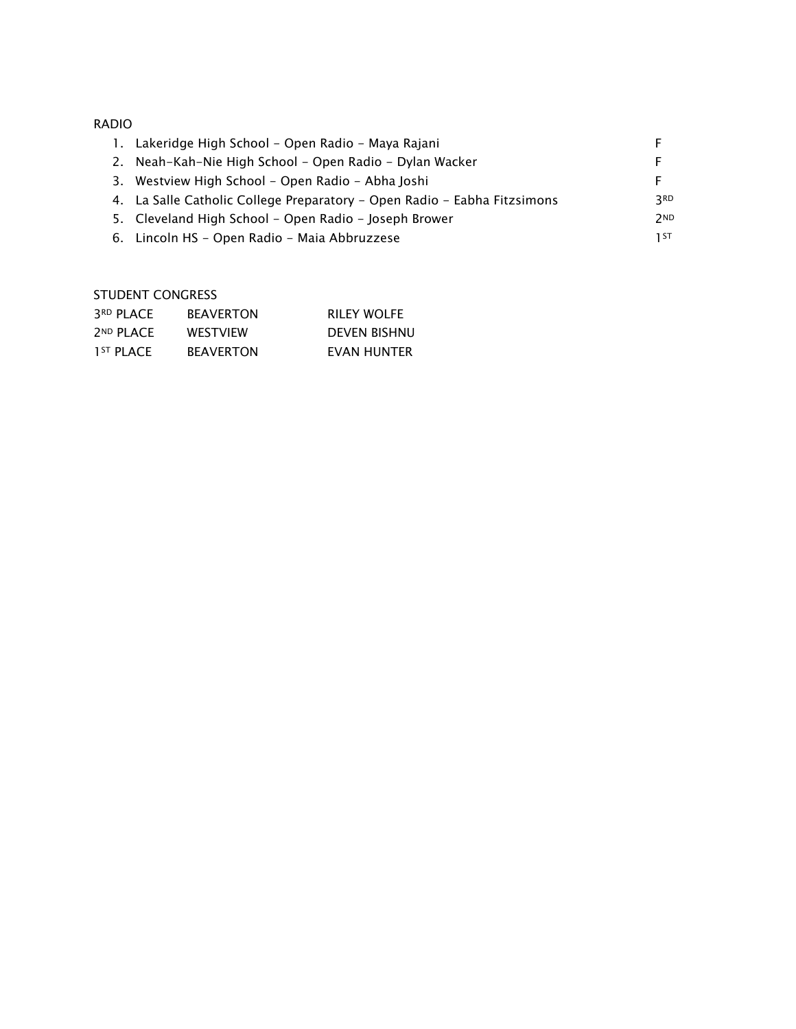RADIO

1. Lakeridge High School – Open Radio – Maya Rajani F
2. Neah-Kah-Nie High School – Open Radio – Dylan Wacker F
3. Westview High School – Open Radio – Abha Joshi F
4. La Salle Catholic College Preparatory – Open Radio – Eabha Fitzsimons 3RD
5. Cleveland High School – Open Radio – Joseph Brower 2ND
6. Lincoln HS – Open Radio – Maia Abbruzzese 1ST

STUDENT CONGRESS

| | | |
|---|---|---|
| 3RD PLACE | BEAVERTON | RILEY WOLFE |
| 2ND PLACE | WESTVIEW | DEVEN BISHNU |
| 1ST PLACE | BEAVERTON | EVAN HUNTER |